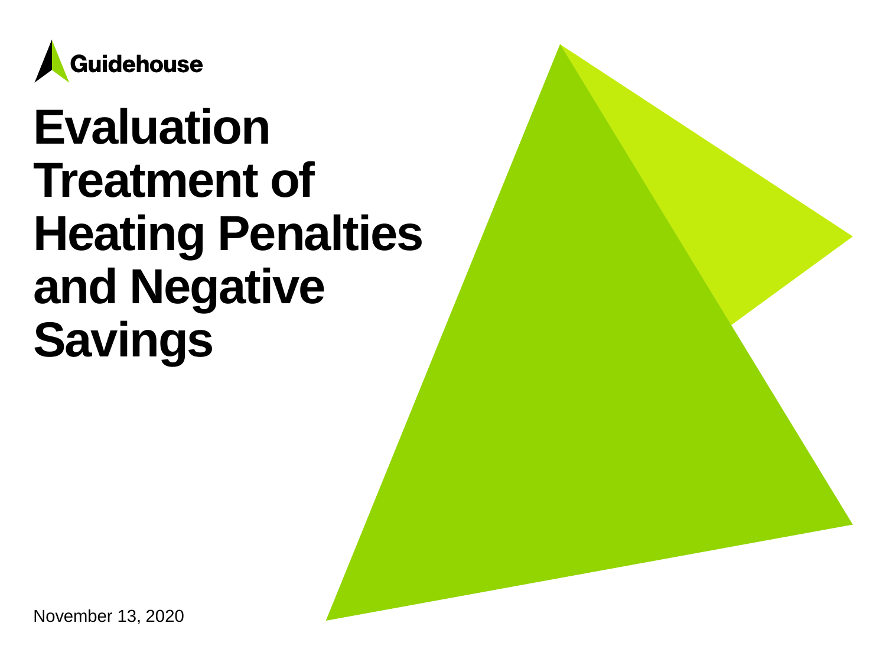Guidehouse

# Evaluation Treatment of Heating Penalties and Negative Savings

November 13, 2020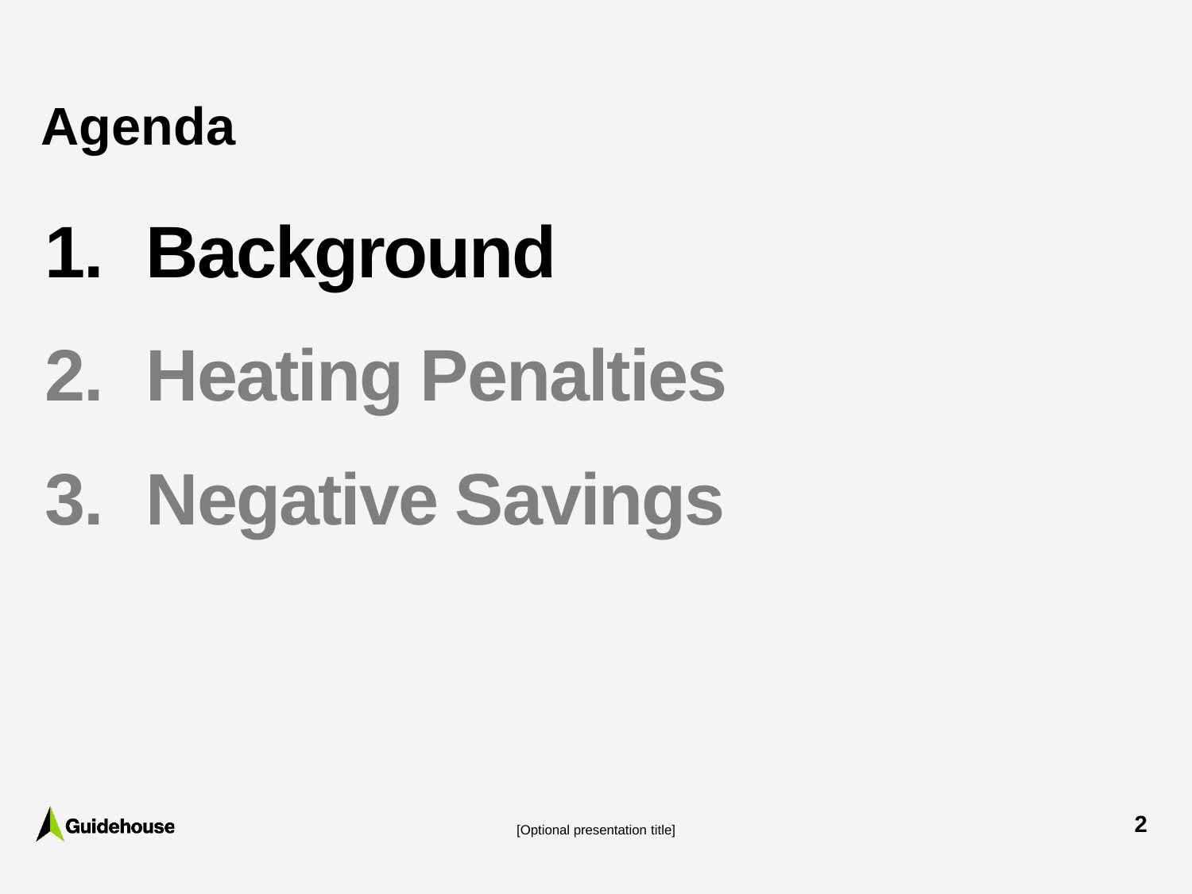# Agenda

1. **Background**
2. Heating Penalties
3. Negative Savings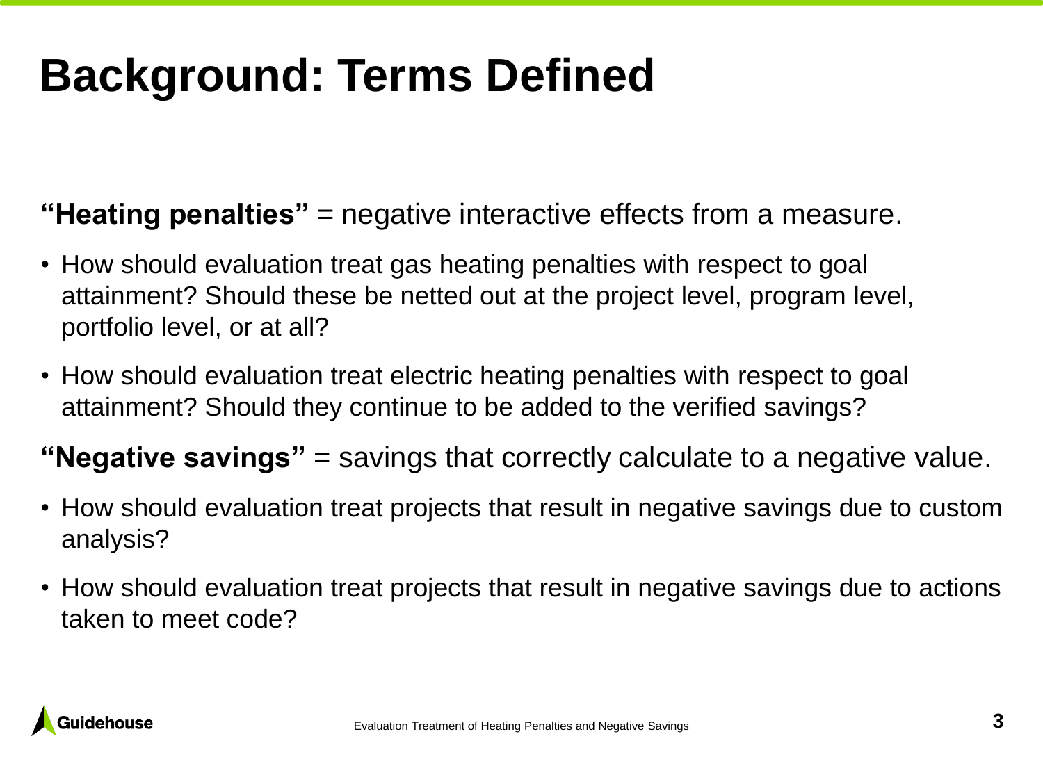# Background: Terms Defined

**"Heating penalties"** = negative interactive effects from a measure.

- How should evaluation treat gas heating penalties with respect to goal attainment? Should these be netted out at the project level, program level, portfolio level, or at all?
- How should evaluation treat electric heating penalties with respect to goal attainment? Should they continue to be added to the verified savings?

**"Negative savings"** = savings that correctly calculate to a negative value.

- How should evaluation treat projects that result in negative savings due to custom analysis?
- How should evaluation treat projects that result in negative savings due to actions taken to meet code?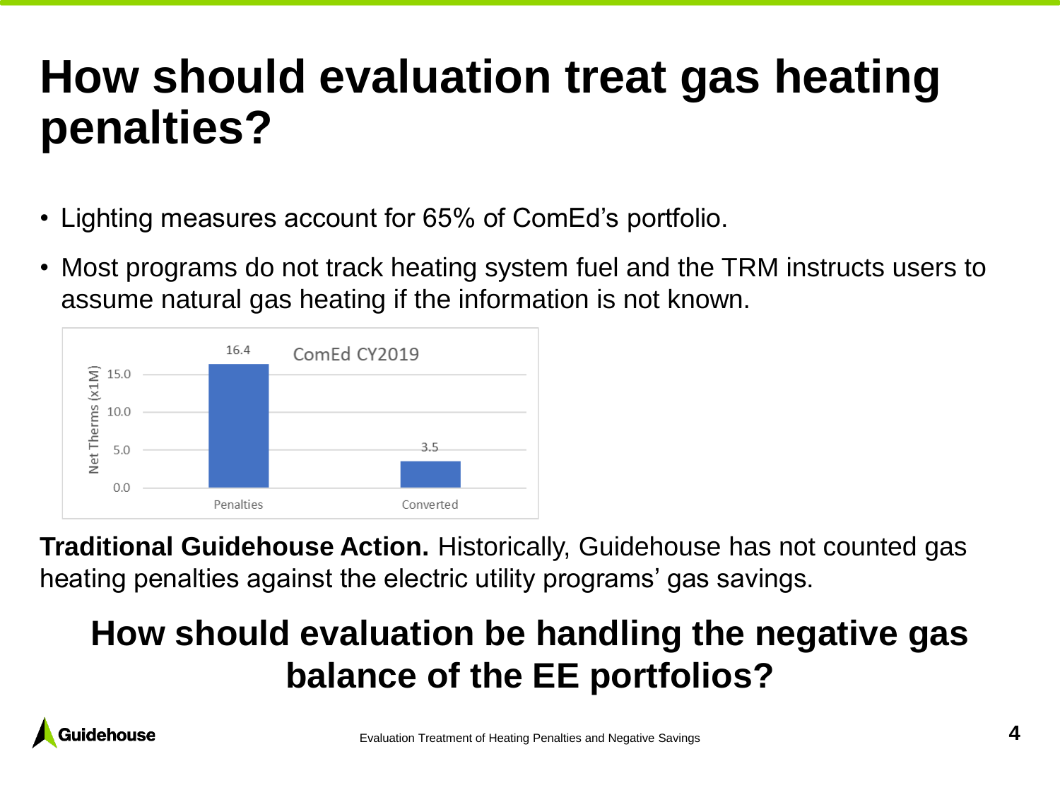# How should evaluation treat gas heating penalties?

- Lighting measures account for 65% of ComEd's portfolio.
- Most programs do not track heating system fuel and the TRM instructs users to assume natural gas heating if the information is not known.

ComEd CY2019

| | Net Therms (x1M) |
|---|---|
| Penalties | 16.4 |
| Converted | 3.5 |

**Traditional Guidehouse Action.** Historically, Guidehouse has not counted gas heating penalties against the electric utility programs' gas savings.

**How should evaluation be handling the negative gas balance of the EE portfolios?**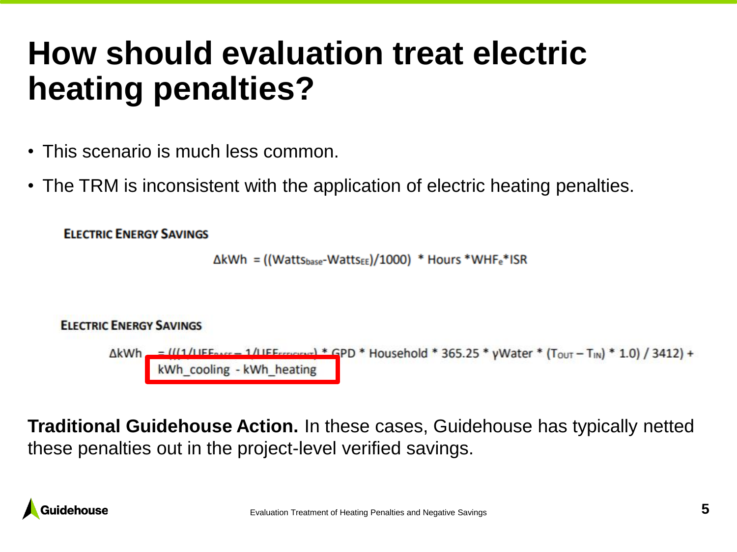# How should evaluation treat electric heating penalties?

- This scenario is much less common.
- The TRM is inconsistent with the application of electric heating penalties.

**ELECTRIC ENERGY SAVINGS**

$$\Delta kWh = ((Watts_{base} - Watts_{EE})/1000) * Hours * WHF_e * ISR$$

**ELECTRIC ENERGY SAVINGS**

$$\Delta kWh = (((1/UEF_{BASE} - 1/UEF_{EFFICIENT}) * GPD * Household * 365.25 * \gamma Water * (T_{OUT} - T_{IN}) * 1.0) / 3412) + kWh\_cooling - kWh\_heating$$

**Traditional Guidehouse Action.** In these cases, Guidehouse has typically netted these penalties out in the project-level verified savings.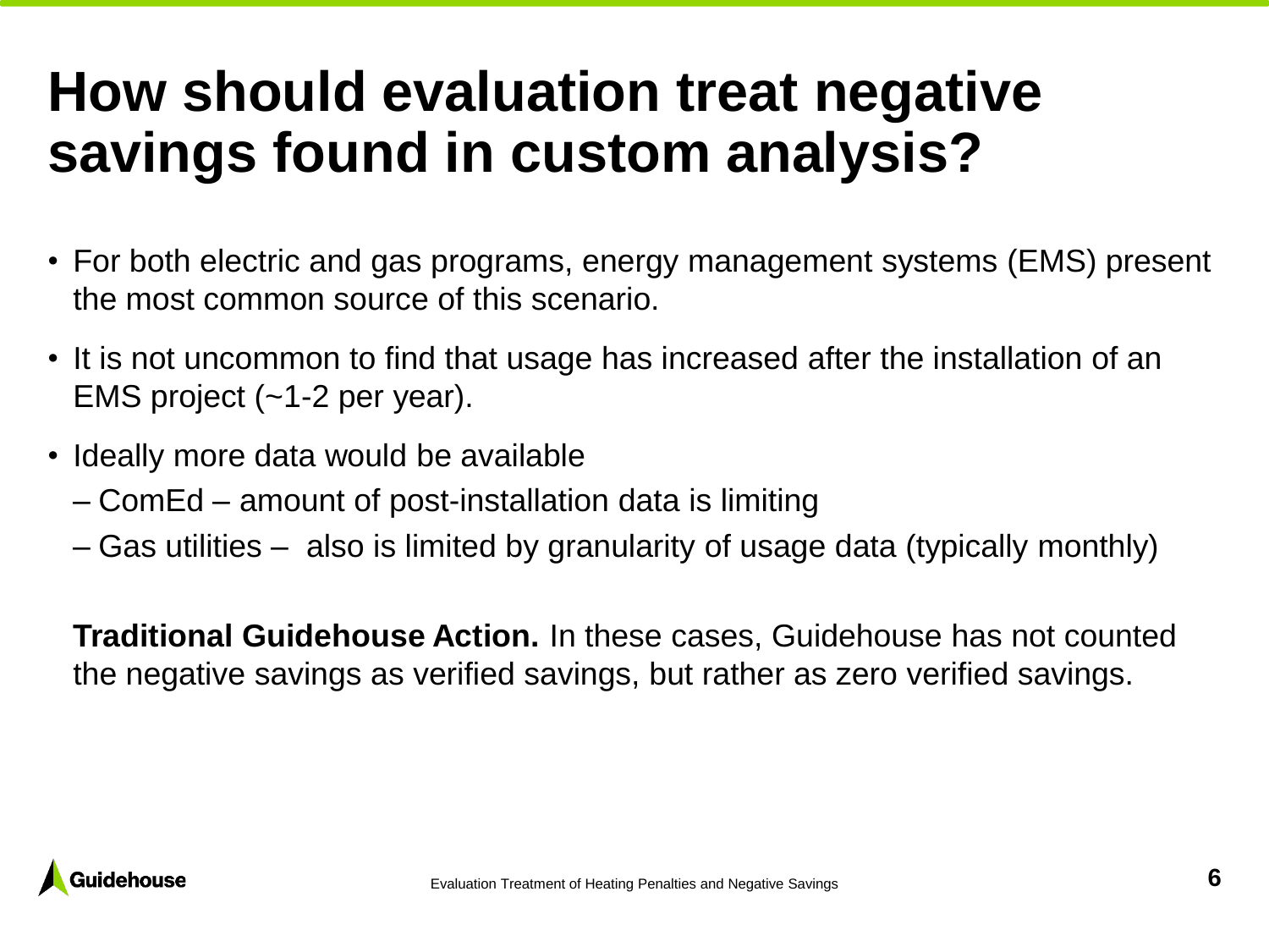# How should evaluation treat negative savings found in custom analysis?

- For both electric and gas programs, energy management systems (EMS) present the most common source of this scenario.
- It is not uncommon to find that usage has increased after the installation of an EMS project (~1-2 per year).
- Ideally more data would be available
  - ComEd – amount of post-installation data is limiting
  - Gas utilities – also is limited by granularity of usage data (typically monthly)

**Traditional Guidehouse Action.** In these cases, Guidehouse has not counted the negative savings as verified savings, but rather as zero verified savings.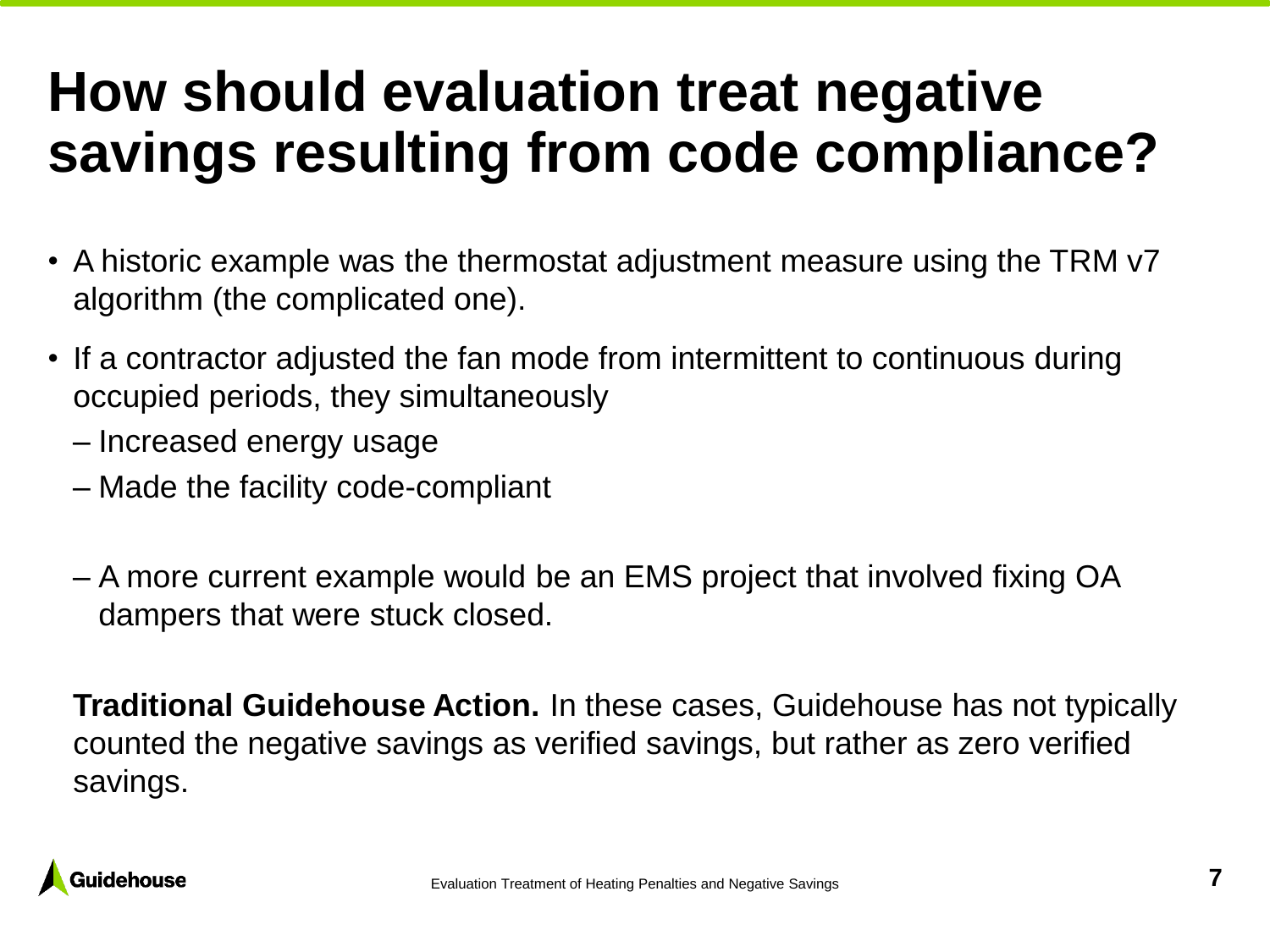# How should evaluation treat negative savings resulting from code compliance?

- A historic example was the thermostat adjustment measure using the TRM v7 algorithm (the complicated one).
- If a contractor adjusted the fan mode from intermittent to continuous during occupied periods, they simultaneously
  - Increased energy usage
  - Made the facility code-compliant
  - A more current example would be an EMS project that involved fixing OA dampers that were stuck closed.

**Traditional Guidehouse Action.** In these cases, Guidehouse has not typically counted the negative savings as verified savings, but rather as zero verified savings.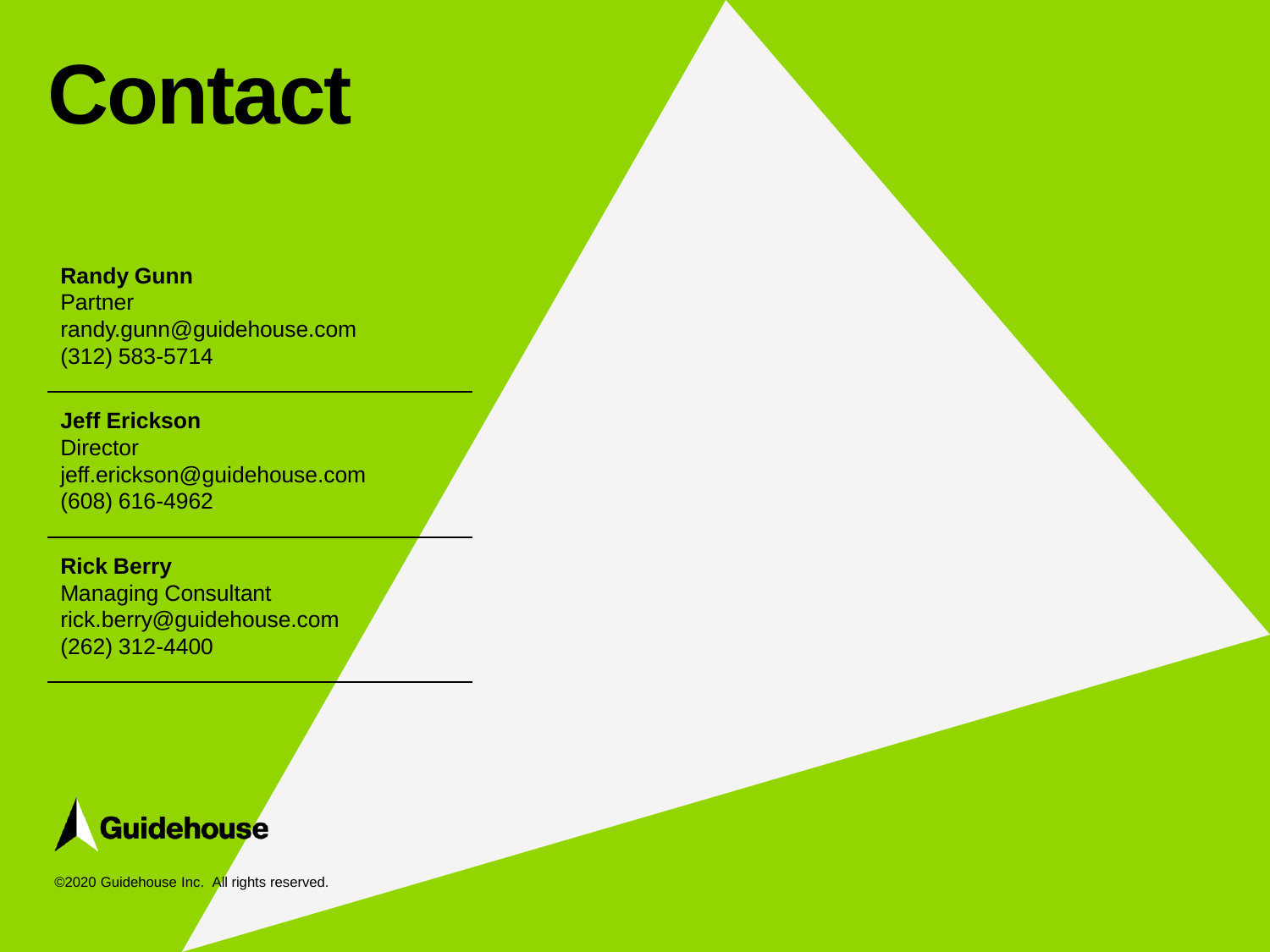# Contact

**Randy Gunn**
Partner
randy.gunn@guidehouse.com
(312) 583-5714

---

**Jeff Erickson**
Director
jeff.erickson@guidehouse.com
(608) 616-4962

---

**Rick Berry**
Managing Consultant
rick.berry@guidehouse.com
(262) 312-4400

---

**Guidehouse**

©2020 Guidehouse Inc. All rights reserved.